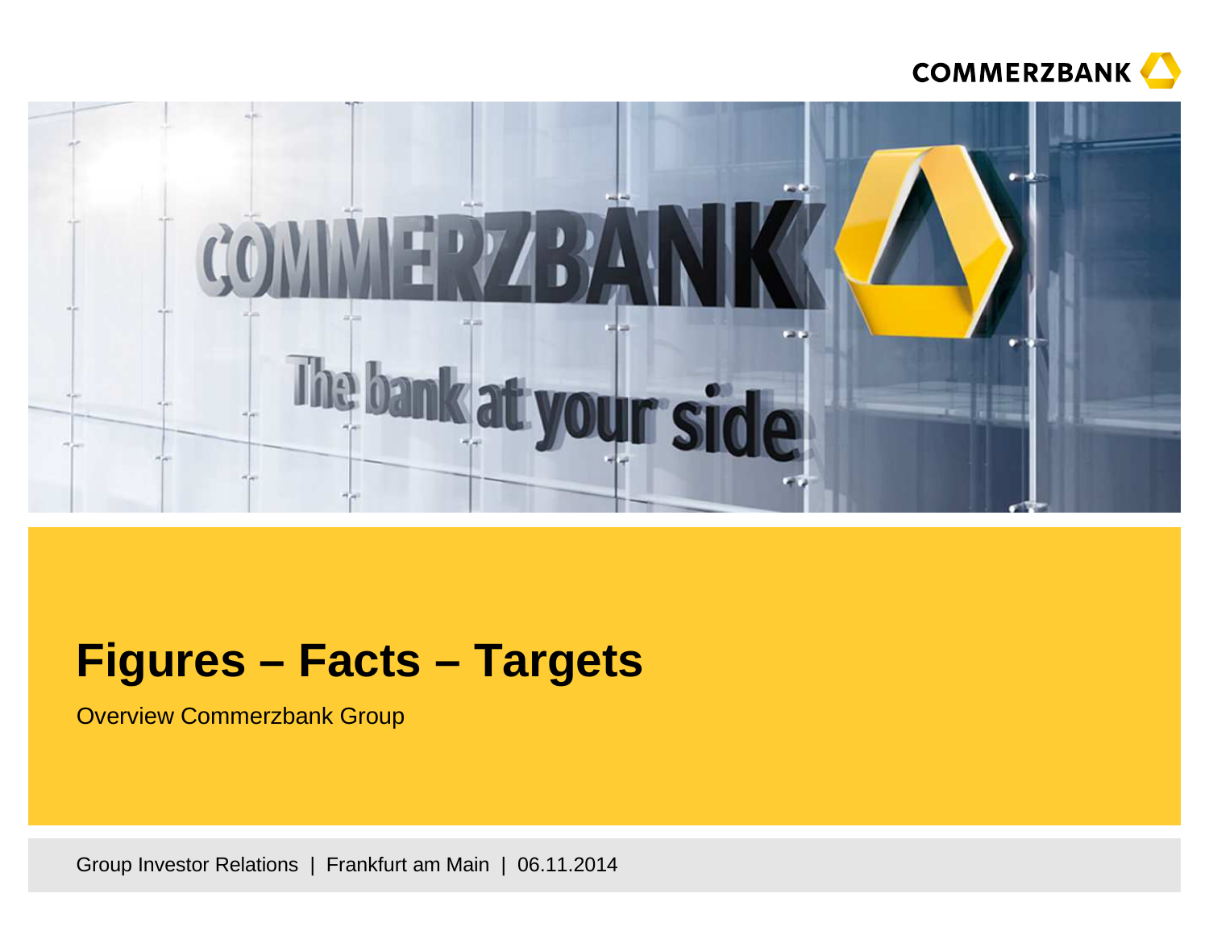# Figures – Facts – Targets

Overview Commerzbank Group

Group Investor Relations | Frankfurt am Main | 06.11.2014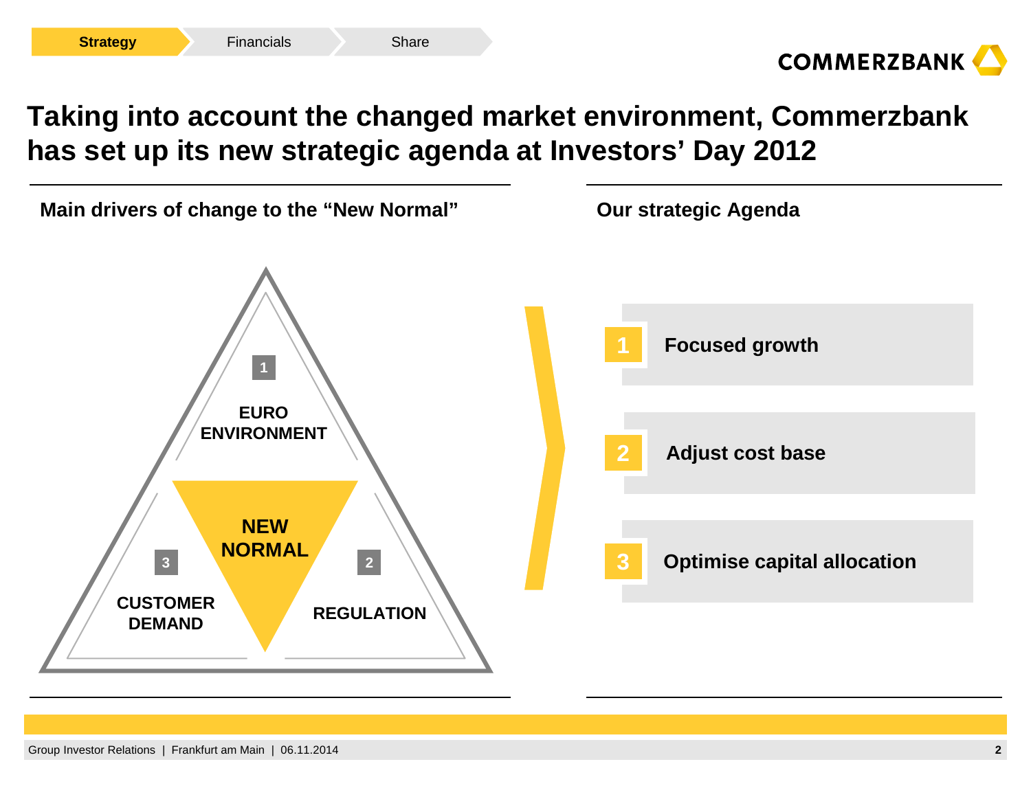# Taking into account the changed market environment, Commerzbank has set up its new strategic agenda at Investors' Day 2012

## Main drivers of change to the "New Normal"

1. EURO ENVIRONMENT
2. REGULATION
3. CUSTOMER DEMAND

NEW NORMAL

## Our strategic Agenda

1. Focused growth
2. Adjust cost base
3. Optimise capital allocation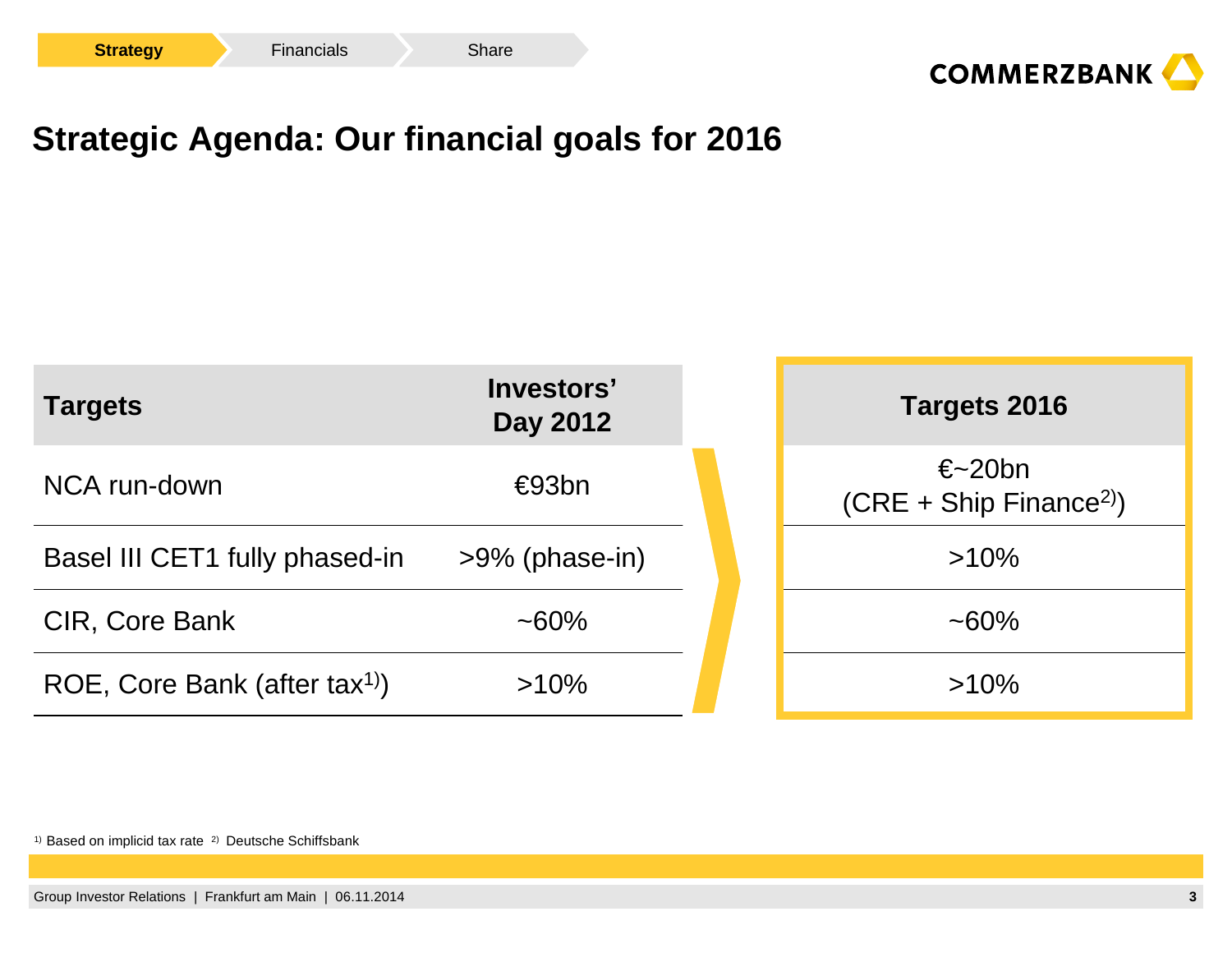# Strategic Agenda: Our financial goals for 2016

| Targets | Investors' Day 2012 | Targets 2016 |
|---|---|---|
| NCA run-down | €93bn | €~20bn (CRE + Ship Finance[2)]) |
| Basel III CET1 fully phased-in | >9% (phase-in) | >10% |
| CIR, Core Bank | ~60% | ~60% |
| ROE, Core Bank (after tax[1)]) | >10% | >10% |

[1)] Based on implicid tax rate [2)] Deutsche Schiffsbank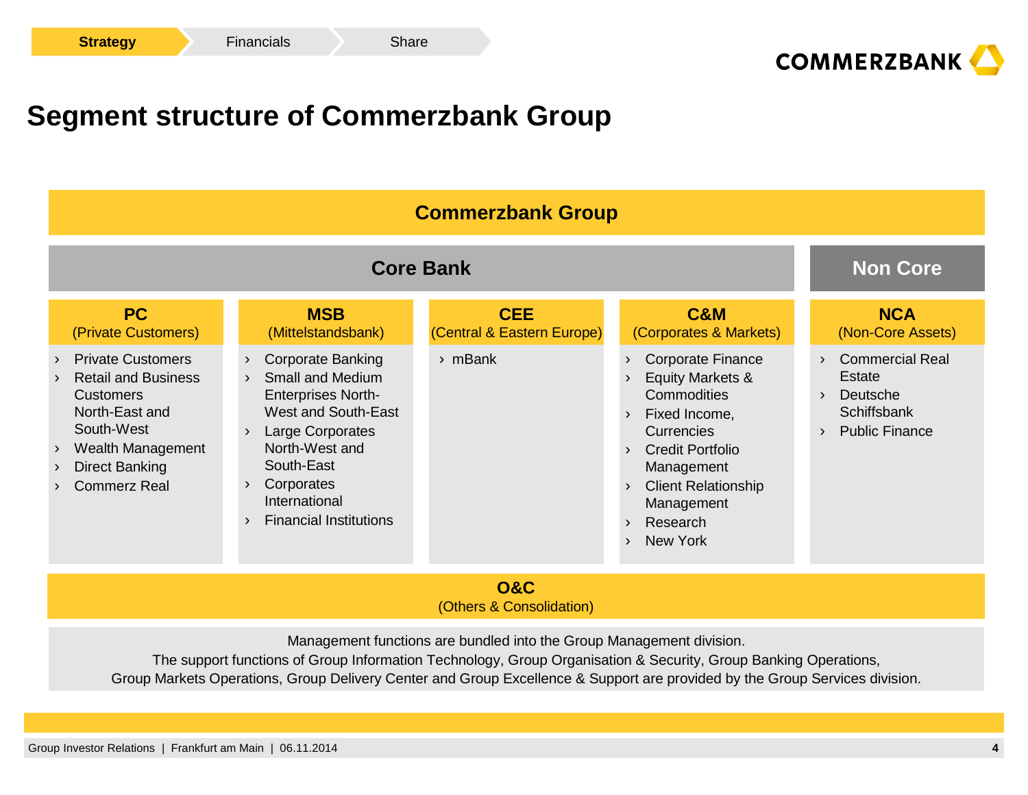# Segment structure of Commerzbank Group

## Commerzbank Group

| Core Bank | | | | Non Core |
|---|---|---|---|---|
| **PC** (Private Customers) | **MSB** (Mittelstandsbank) | **CEE** (Central & Eastern Europe) | **C&M** (Corporates & Markets) | **NCA** (Non-Core Assets) |
| › Private Customers<br>› Retail and Business Customers North-East and South-West<br>› Wealth Management<br>› Direct Banking<br>› Commerz Real | › Corporate Banking<br>› Small and Medium Enterprises North-West and South-East<br>› Large Corporates North-West and South-East<br>› Corporates International<br>› Financial Institutions | › mBank | › Corporate Finance<br>› Equity Markets & Commodities<br>› Fixed Income, Currencies<br>› Credit Portfolio Management<br>› Client Relationship Management<br>› Research<br>› New York | › Commercial Real Estate<br>› Deutsche Schiffsbank<br>› Public Finance |

**O&C**
(Others & Consolidation)

Management functions are bundled into the Group Management division.
The support functions of Group Information Technology, Group Organisation & Security, Group Banking Operations, Group Markets Operations, Group Delivery Center and Group Excellence & Support are provided by the Group Services division.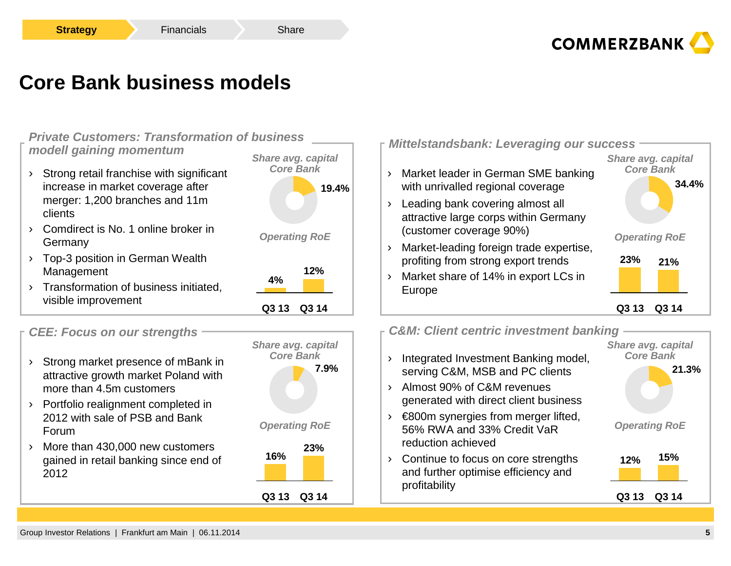# Core Bank business models

## *Private Customers: Transformation of business modell gaining momentum*

- Strong retail franchise with significant increase in market coverage after merger: 1,200 branches and 11m clients
- Comdirect is No. 1 online broker in Germany
- Top-3 position in German Wealth Management
- Transformation of business initiated, visible improvement

*Share avg. capital Core Bank*: 19.4%

*Operating RoE*

| Q3 13 | Q3 14 |
|---|---|
| 4% | 12% |

## *Mittelstandsbank: Leveraging our success*

- Market leader in German SME banking with unrivalled regional coverage
- Leading bank covering almost all attractive large corps within Germany (customer coverage 90%)
- Market-leading foreign trade expertise, profiting from strong export trends
- Market share of 14% in export LCs in Europe

*Share avg. capital Core Bank*: 34.4%

*Operating RoE*

| Q3 13 | Q3 14 |
|---|---|
| 23% | 21% |

## *CEE: Focus on our strengths*

- Strong market presence of mBank in attractive growth market Poland with more than 4.5m customers
- Portfolio realignment completed in 2012 with sale of PSB and Bank Forum
- More than 430,000 new customers gained in retail banking since end of 2012

*Share avg. capital Core Bank*: 7.9%

*Operating RoE*

| Q3 13 | Q3 14 |
|---|---|
| 16% | 23% |

## *C&M: Client centric investment banking*

- Integrated Investment Banking model, serving C&M, MSB and PC clients
- Almost 90% of C&M revenues generated with direct client business
- €800m synergies from merger lifted, 56% RWA and 33% Credit VaR reduction achieved
- Continue to focus on core strengths and further optimise efficiency and profitability

*Share avg. capital Core Bank*: 21.3%

*Operating RoE*

| Q3 13 | Q3 14 |
|---|---|
| 12% | 15% |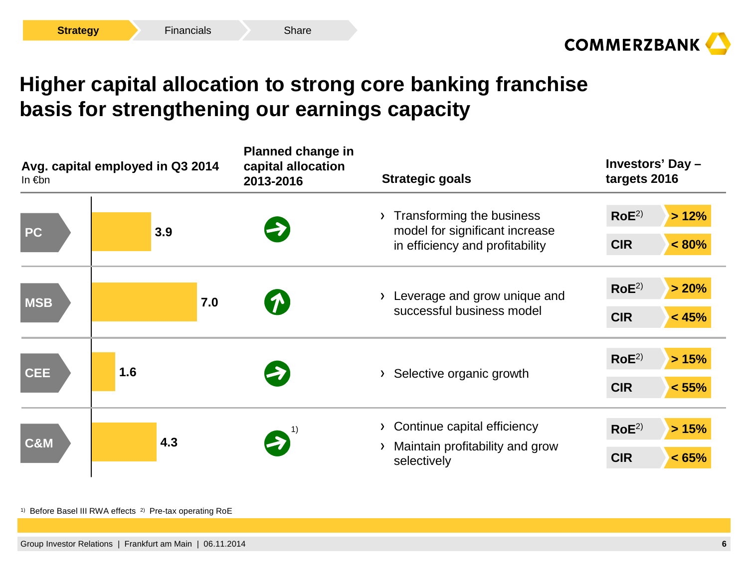# Higher capital allocation to strong core banking franchise basis for strengthening our earnings capacity

| Segment | Avg. capital employed in Q3 2014 (In €bn) | Planned change in capital allocation 2013-2016 | Strategic goals | Investors' Day – targets 2016 |
|---|---|---|---|---|
| PC | 3.9 | → | › Transforming the business model for significant increase in efficiency and profitability | RoE[2] > 12%; CIR < 80% |
| MSB | 7.0 | ↑ | › Leverage and grow unique and successful business model | RoE[2] > 20%; CIR < 45% |
| CEE | 1.6 | → | › Selective organic growth | RoE[2] > 15%; CIR < 55% |
| C&M | 4.3 | →[1] | › Continue capital efficiency<br>› Maintain profitability and grow selectively | RoE[2] > 15%; CIR < 65% |

[1] Before Basel III RWA effects [2] Pre-tax operating RoE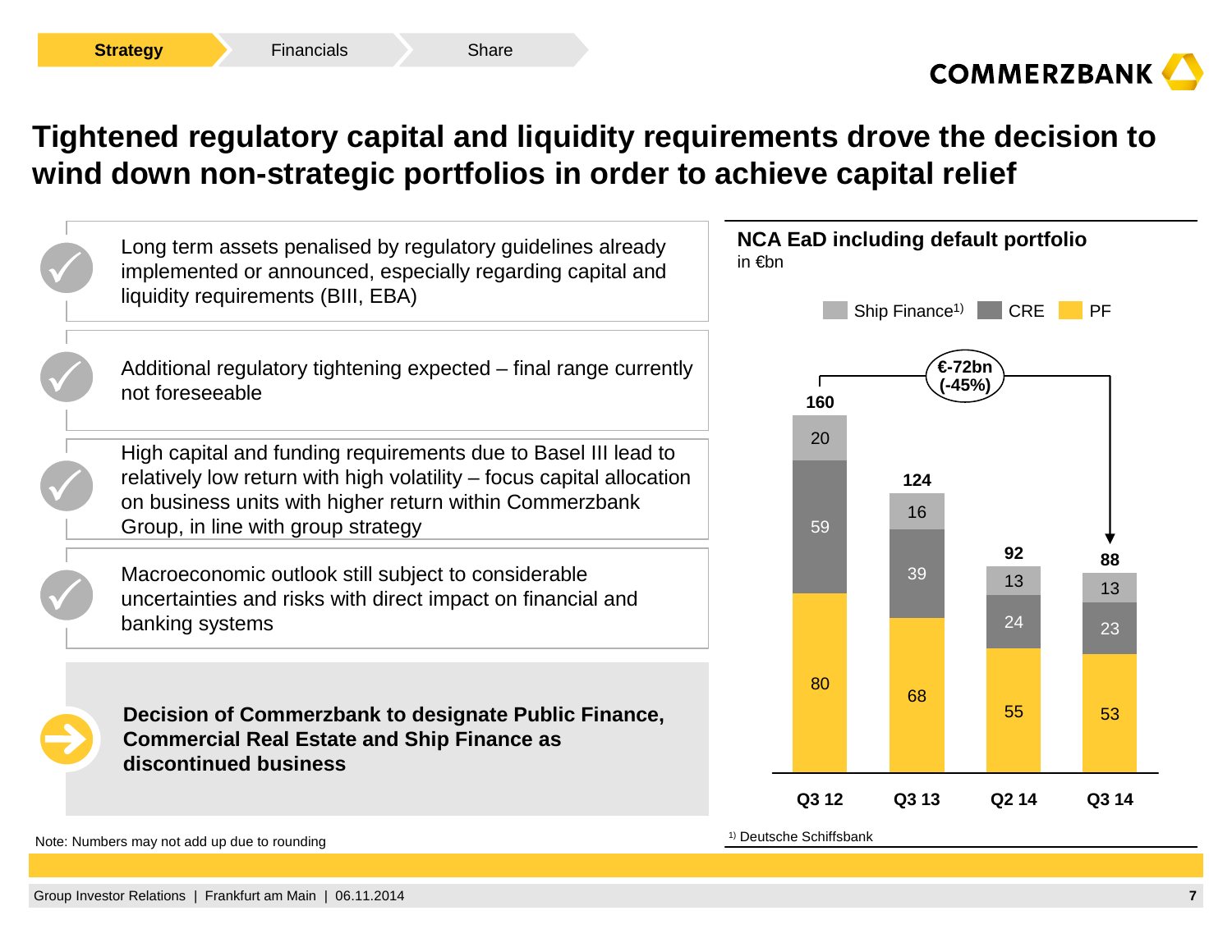# Tightened regulatory capital and liquidity requirements drove the decision to wind down non-strategic portfolios in order to achieve capital relief

- Long term assets penalised by regulatory guidelines already implemented or announced, especially regarding capital and liquidity requirements (BIII, EBA)
- Additional regulatory tightening expected – final range currently not foreseeable
- High capital and funding requirements due to Basel III lead to relatively low return with high volatility – focus capital allocation on business units with higher return within Commerzbank Group, in line with group strategy
- Macroeconomic outlook still subject to considerable uncertainties and risks with direct impact on financial and banking systems

**Decision of Commerzbank to designate Public Finance, Commercial Real Estate and Ship Finance as discontinued business**

**NCA EaD including default portfolio**
in €bn

| | Q3 12 | Q3 13 | Q2 14 | Q3 14 |
|---|---|---|---|---|
| Ship Finance[1] | 20 | 16 | 13 | 13 |
| CRE | 59 | 39 | 24 | 23 |
| PF | 80 | 68 | 55 | 53 |
| **Total** | **160** | **124** | **92** | **88** |

Q3 12 to Q3 14: €-72bn (-45%)

Note: Numbers may not add up due to rounding

[1] Deutsche Schiffsbank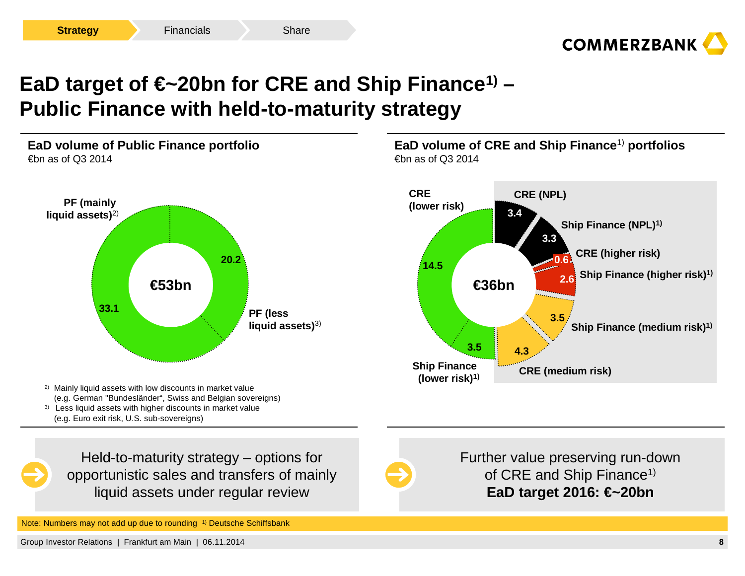# EaD target of €~20bn for CRE and Ship Finance[1] – Public Finance with held-to-maturity strategy

## EaD volume of Public Finance portfolio

€bn as of Q3 2014

| Segment | EaD (€bn) |
| --- | --- |
| PF (mainly liquid assets)[2] | 33.1 |
| PF (less liquid assets)[3] | 20.2 |
| **Total** | **€53bn** |

[2] Mainly liquid assets with low discounts in market value (e.g. German "Bundesländer", Swiss and Belgian sovereigns)

[3] Less liquid assets with higher discounts in market value (e.g. Euro exit risk, U.S. sub-sovereigns)

## EaD volume of CRE and Ship Finance[1] portfolios

€bn as of Q3 2014

| Segment | EaD (€bn) |
| --- | --- |
| CRE (NPL) | 3.4 |
| Ship Finance (NPL)[1] | 3.3 |
| CRE (higher risk) | 0.6 |
| Ship Finance (higher risk)[1] | 2.6 |
| Ship Finance (medium risk)[1] | 3.5 |
| CRE (medium risk) | 4.3 |
| Ship Finance (lower risk)[1] | 3.5 |
| CRE (lower risk) | 14.5 |
| **Total** | **€36bn** |

Held-to-maturity strategy – options for opportunistic sales and transfers of mainly liquid assets under regular review

Further value preserving run-down of CRE and Ship Finance[1]
**EaD target 2016: €~20bn**

Note: Numbers may not add up due to rounding [1] Deutsche Schiffsbank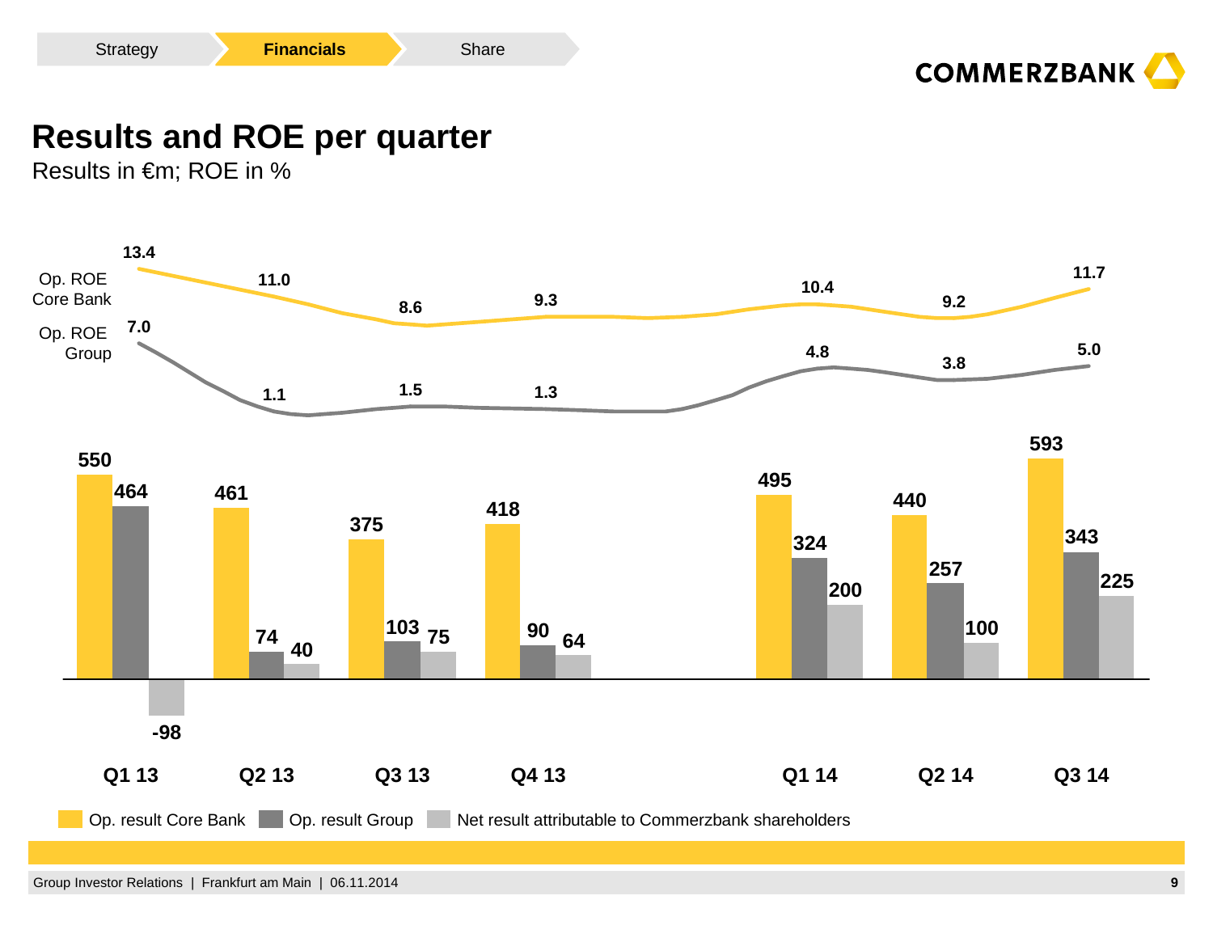# Results and ROE per quarter

Results in €m; ROE in %

| | Q1 13 | Q2 13 | Q3 13 | Q4 13 | Q1 14 | Q2 14 | Q3 14 |
|---|---|---|---|---|---|---|---|
| Op. ROE Core Bank | 13.4 | 11.0 | 8.6 | 9.3 | 10.4 | 9.2 | 11.7 |
| Op. ROE Group | 7.0 | 1.1 | 1.5 | 1.3 | 4.8 | 3.8 | 5.0 |
| Op. result Core Bank | 550 | 461 | 375 | 418 | 495 | 440 | 593 |
| Op. result Group | 464 | 74 | 103 | 90 | 324 | 257 | 343 |
| Net result attributable to Commerzbank shareholders | -98 | 40 | 75 | 64 | 200 | 100 | 225 |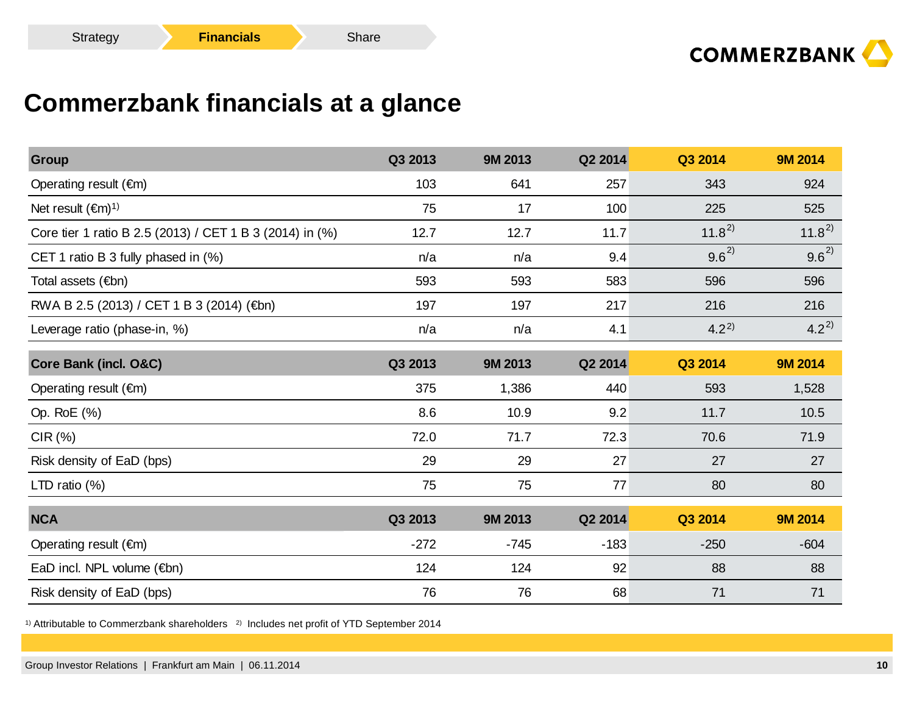Strategy | **Financials** | Share

# Commerzbank financials at a glance

| Group | Q3 2013 | 9M 2013 | Q2 2014 | Q3 2014 | 9M 2014 |
|---|---|---|---|---|---|
| Operating result (€m) | 103 | 641 | 257 | 343 | 924 |
| Net result (€m)[1] | 75 | 17 | 100 | 225 | 525 |
| Core tier 1 ratio B 2.5 (2013) / CET 1 B 3 (2014) in (%) | 12.7 | 12.7 | 11.7 | 11.8[2] | 11.8[2] |
| CET 1 ratio B 3 fully phased in (%) | n/a | n/a | 9.4 | 9.6[2] | 9.6[2] |
| Total assets (€bn) | 593 | 593 | 583 | 596 | 596 |
| RWA B 2.5 (2013) / CET 1 B 3 (2014) (€bn) | 197 | 197 | 217 | 216 | 216 |
| Leverage ratio (phase-in, %) | n/a | n/a | 4.1 | 4.2[2] | 4.2[2] |

| Core Bank (incl. O&C) | Q3 2013 | 9M 2013 | Q2 2014 | Q3 2014 | 9M 2014 |
|---|---|---|---|---|---|
| Operating result (€m) | 375 | 1,386 | 440 | 593 | 1,528 |
| Op. RoE (%) | 8.6 | 10.9 | 9.2 | 11.7 | 10.5 |
| CIR (%) | 72.0 | 71.7 | 72.3 | 70.6 | 71.9 |
| Risk density of EaD (bps) | 29 | 29 | 27 | 27 | 27 |
| LTD ratio (%) | 75 | 75 | 77 | 80 | 80 |

| NCA | Q3 2013 | 9M 2013 | Q2 2014 | Q3 2014 | 9M 2014 |
|---|---|---|---|---|---|
| Operating result (€m) | -272 | -745 | -183 | -250 | -604 |
| EaD incl. NPL volume (€bn) | 124 | 124 | 92 | 88 | 88 |
| Risk density of EaD (bps) | 76 | 76 | 68 | 71 | 71 |

[1] Attributable to Commerzbank shareholders [2] Includes net profit of YTD September 2014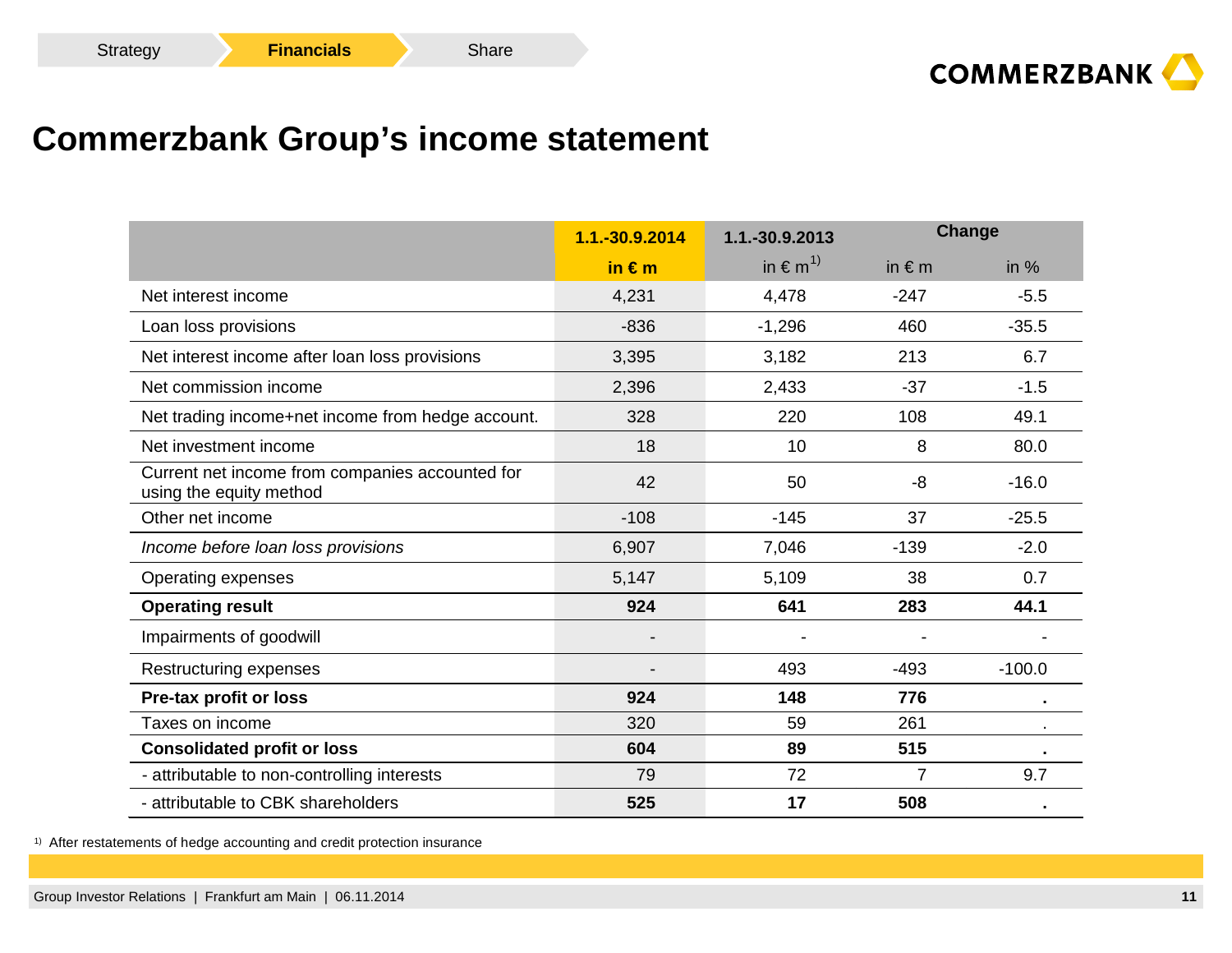# Commerzbank Group's income statement

| | 1.1.-30.9.2014 | 1.1.-30.9.2013 | Change | |
|---|---|---|---|---|
| | in € m | in € m[1] | in € m | in % |
| Net interest income | 4,231 | 4,478 | -247 | -5.5 |
| Loan loss provisions | -836 | -1,296 | 460 | -35.5 |
| Net interest income after loan loss provisions | 3,395 | 3,182 | 213 | 6.7 |
| Net commission income | 2,396 | 2,433 | -37 | -1.5 |
| Net trading income+net income from hedge account. | 328 | 220 | 108 | 49.1 |
| Net investment income | 18 | 10 | 8 | 80.0 |
| Current net income from companies accounted for using the equity method | 42 | 50 | -8 | -16.0 |
| Other net income | -108 | -145 | 37 | -25.5 |
| *Income before loan loss provisions* | 6,907 | 7,046 | -139 | -2.0 |
| Operating expenses | 5,147 | 5,109 | 38 | 0.7 |
| **Operating result** | **924** | **641** | **283** | **44.1** |
| Impairments of goodwill | - | - | - | - |
| Restructuring expenses | - | 493 | -493 | -100.0 |
| **Pre-tax profit or loss** | **924** | **148** | **776** | **.** |
| Taxes on income | 320 | 59 | 261 | . |
| **Consolidated profit or loss** | **604** | **89** | **515** | **.** |
| - attributable to non-controlling interests | 79 | 72 | 7 | 9.7 |
| - attributable to CBK shareholders | **525** | **17** | **508** | **.** |

[1] After restatements of hedge accounting and credit protection insurance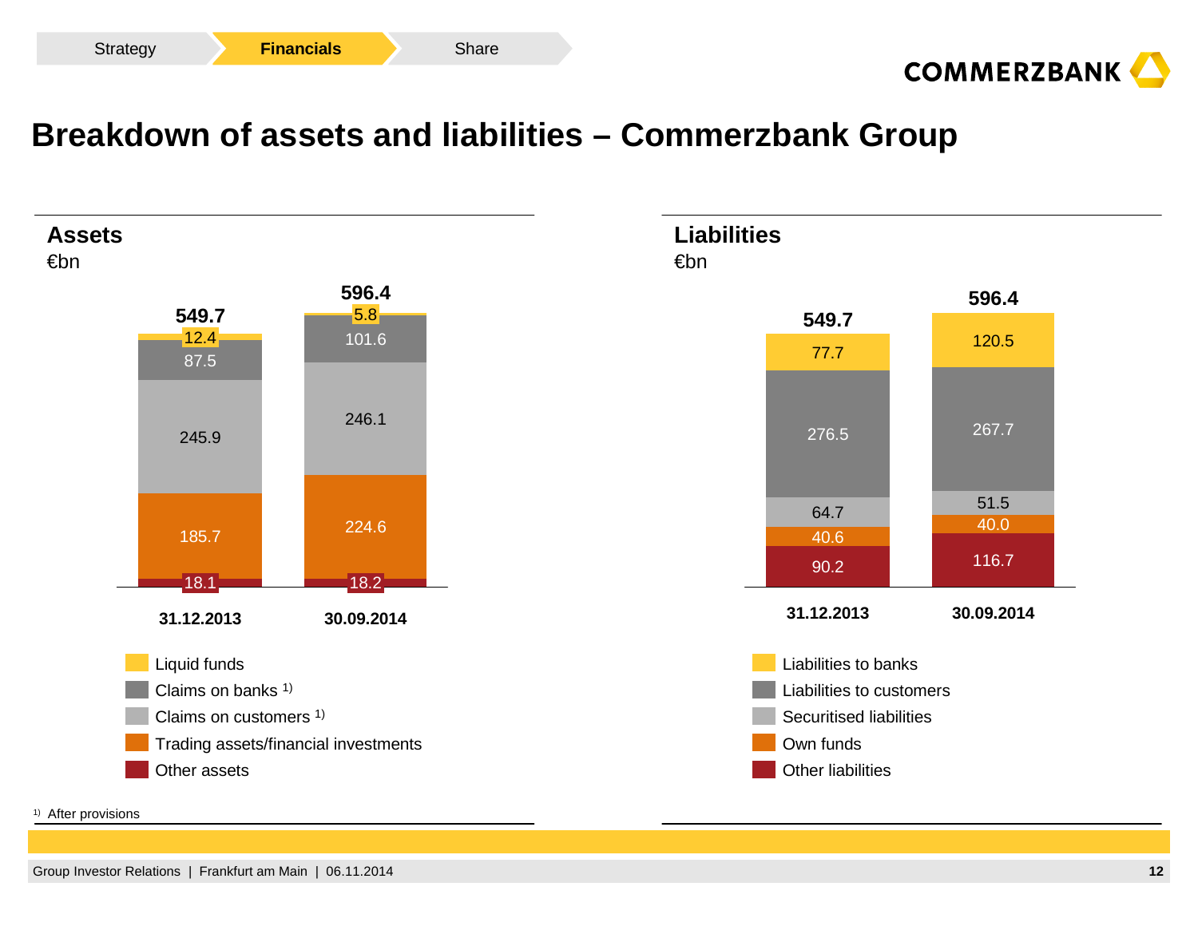# Breakdown of assets and liabilities – Commerzbank Group

## Assets

€bn

| | 31.12.2013 | 30.09.2014 |
|---|---|---|
| Liquid funds | 12.4 | 5.8 |
| Claims on banks [1] | 87.5 | 101.6 |
| Claims on customers [1] | 245.9 | 246.1 |
| Trading assets/financial investments | 185.7 | 224.6 |
| Other assets | 18.1 | 18.2 |
| **Total** | **549.7** | **596.4** |

[1] After provisions

## Liabilities

€bn

| | 31.12.2013 | 30.09.2014 |
|---|---|---|
| Liabilities to banks | 77.7 | 120.5 |
| Liabilities to customers | 276.5 | 267.7 |
| Securitised liabilities | 64.7 | 51.5 |
| Own funds | 40.6 | 40.0 |
| Other liabilities | 90.2 | 116.7 |
| **Total** | **549.7** | **596.4** |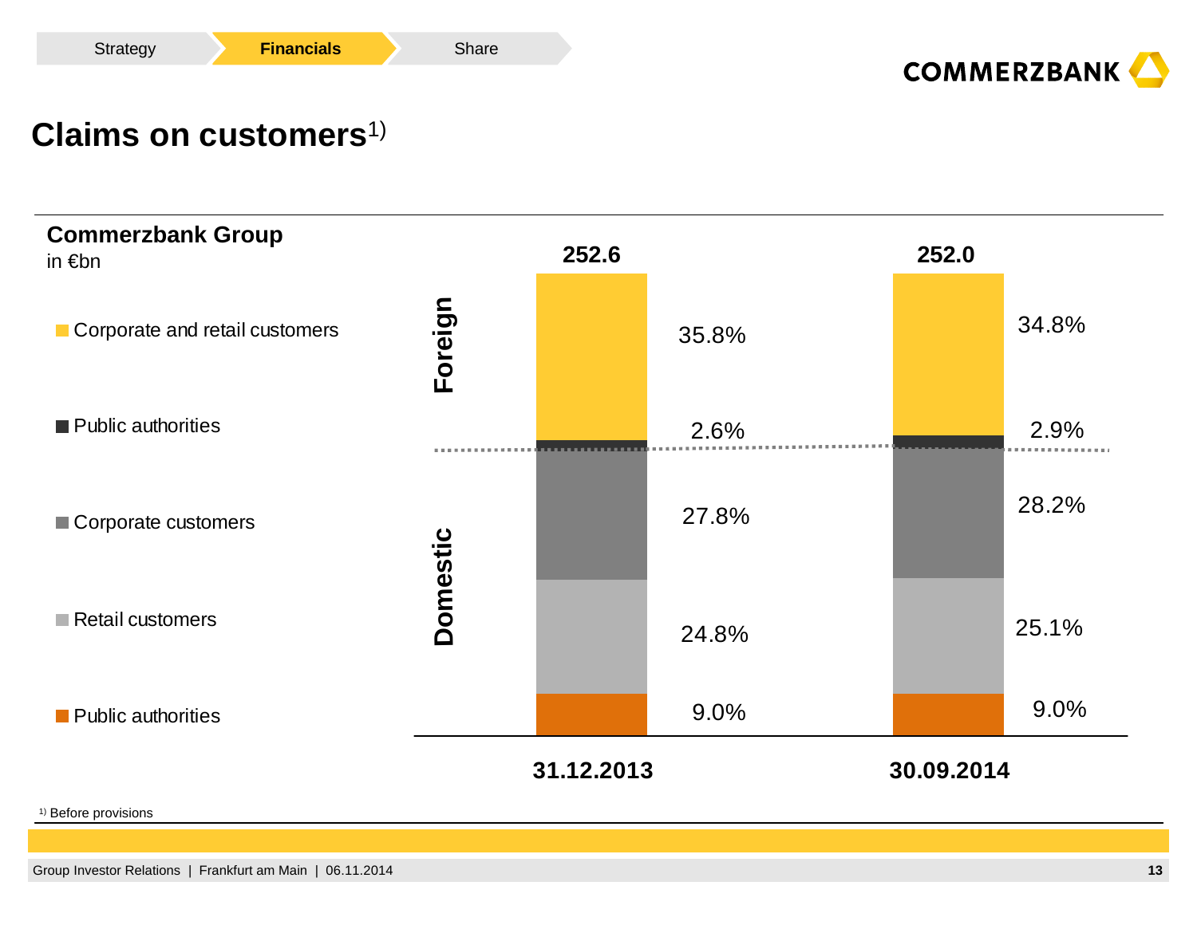# Claims on customers[1)]

**Commerzbank Group**
in €bn

| | | 31.12.2013 | 30.09.2014 |
|---|---|---|---|
| | **Total** | **252.6** | **252.0** |
| Foreign | Corporate and retail customers | 35.8% | 34.8% |
| Foreign | Public authorities | 2.6% | 2.9% |
| Domestic | Corporate customers | 27.8% | 28.2% |
| Domestic | Retail customers | 24.8% | 25.1% |
| Domestic | Public authorities | 9.0% | 9.0% |

[1)] Before provisions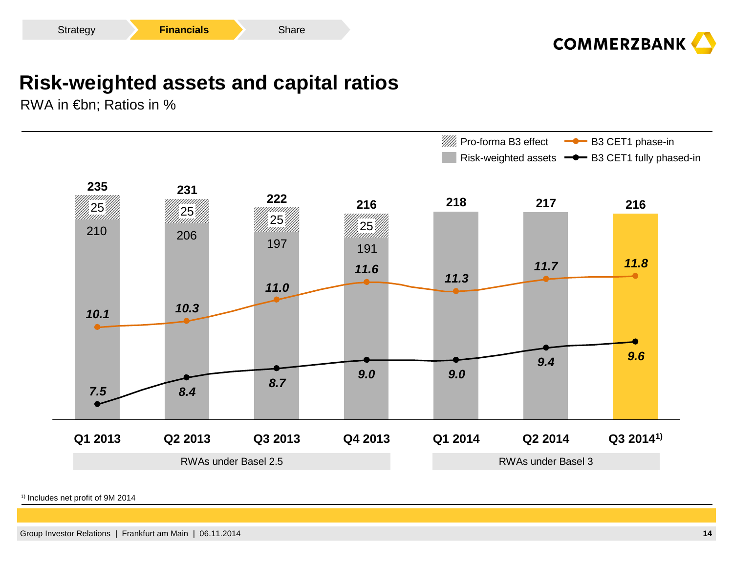Strategy | **Financials** | Share

# Risk-weighted assets and capital ratios

RWA in €bn; Ratios in %

| | Q1 2013 | Q2 2013 | Q3 2013 | Q4 2013 | Q1 2014 | Q2 2014 | Q3 2014[1] |
|---|---|---|---|---|---|---|---|
| Total | 235 | 231 | 222 | 216 | 218 | 217 | 216 |
| Pro-forma B3 effect | 25 | 25 | 25 | 25 | | | |
| Risk-weighted assets | 210 | 206 | 197 | 191 | | | |
| B3 CET1 phase-in | *10.1* | *10.3* | *11.0* | *11.6* | *11.3* | *11.7* | *11.8* |
| B3 CET1 fully phased-in | *7.5* | *8.4* | *8.7* | *9.0* | *9.0* | *9.4* | *9.6* |

RWAs under Basel 2.5 (Q1 2013 – Q4 2013) | RWAs under Basel 3 (Q1 2014 – Q3 2014)

[1] Includes net profit of 9M 2014

Group Investor Relations | Frankfurt am Main | 06.11.2014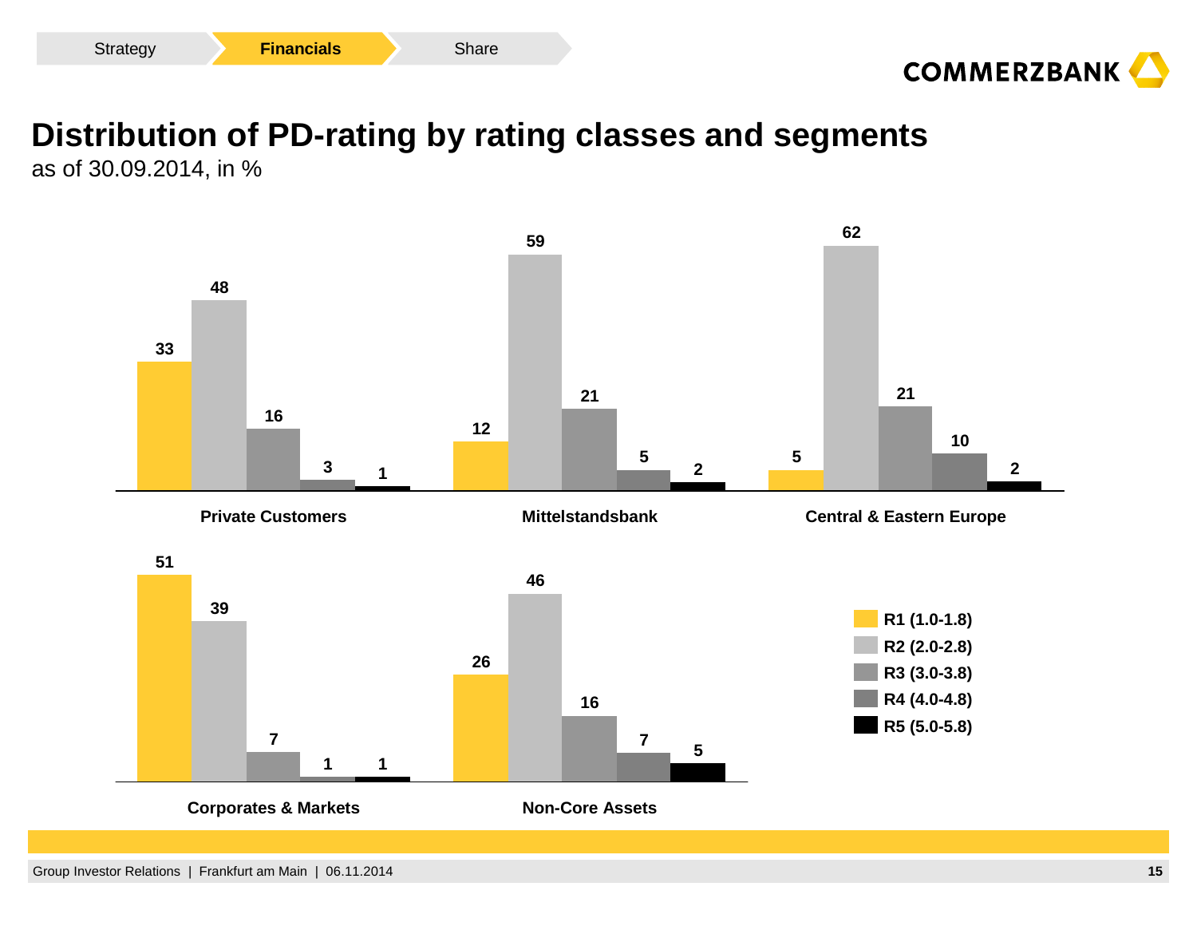# Distribution of PD-rating by rating classes and segments

as of 30.09.2014, in %

| Segment | R1 (1.0-1.8) | R2 (2.0-2.8) | R3 (3.0-3.8) | R4 (4.0-4.8) | R5 (5.0-5.8) |
|---|---|---|---|---|---|
| Private Customers | 33 | 48 | 16 | 3 | 1 |
| Mittelstandsbank | 12 | 59 | 21 | 5 | 2 |
| Central & Eastern Europe | 5 | 62 | 21 | 10 | 2 |
| Corporates & Markets | 51 | 39 | 7 | 1 | 1 |
| Non-Core Assets | 26 | 46 | 16 | 7 | 5 |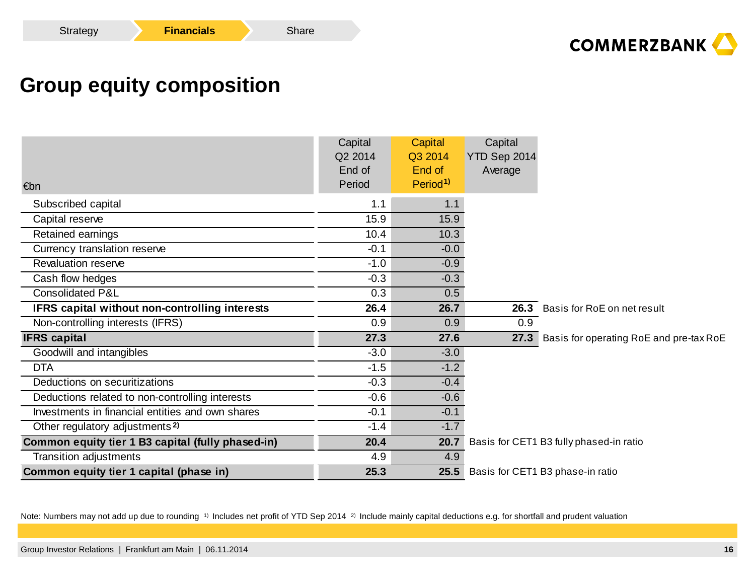# Group equity composition

| €bn | Capital Q2 2014 End of Period | Capital Q3 2014 End of Period[1] | Capital YTD Sep 2014 Average | |
|---|---|---|---|---|
| Subscribed capital | 1.1 | 1.1 | | |
| Capital reserve | 15.9 | 15.9 | | |
| Retained earnings | 10.4 | 10.3 | | |
| Currency translation reserve | -0.1 | -0.0 | | |
| Revaluation reserve | -1.0 | -0.9 | | |
| Cash flow hedges | -0.3 | -0.3 | | |
| Consolidated P&L | 0.3 | 0.5 | | |
| **IFRS capital without non-controlling interests** | **26.4** | **26.7** | **26.3** | Basis for RoE on net result |
| Non-controlling interests (IFRS) | 0.9 | 0.9 | 0.9 | |
| **IFRS capital** | **27.3** | **27.6** | **27.3** | Basis for operating RoE and pre-tax RoE |
| Goodwill and intangibles | -3.0 | -3.0 | | |
| DTA | -1.5 | -1.2 | | |
| Deductions on securitizations | -0.3 | -0.4 | | |
| Deductions related to non-controlling interests | -0.6 | -0.6 | | |
| Investments in financial entities and own shares | -0.1 | -0.1 | | |
| Other regulatory adjustments[2] | -1.4 | -1.7 | | |
| **Common equity tier 1 B3 capital (fully phased-in)** | **20.4** | **20.7** | Basis for CET1 B3 fully phased-in ratio | |
| Transition adjustments | 4.9 | 4.9 | | |
| **Common equity tier 1 capital (phase in)** | **25.3** | **25.5** | Basis for CET1 B3 phase-in ratio | |

Note: Numbers may not add up due to rounding [1] Includes net profit of YTD Sep 2014 [2] Include mainly capital deductions e.g. for shortfall and prudent valuation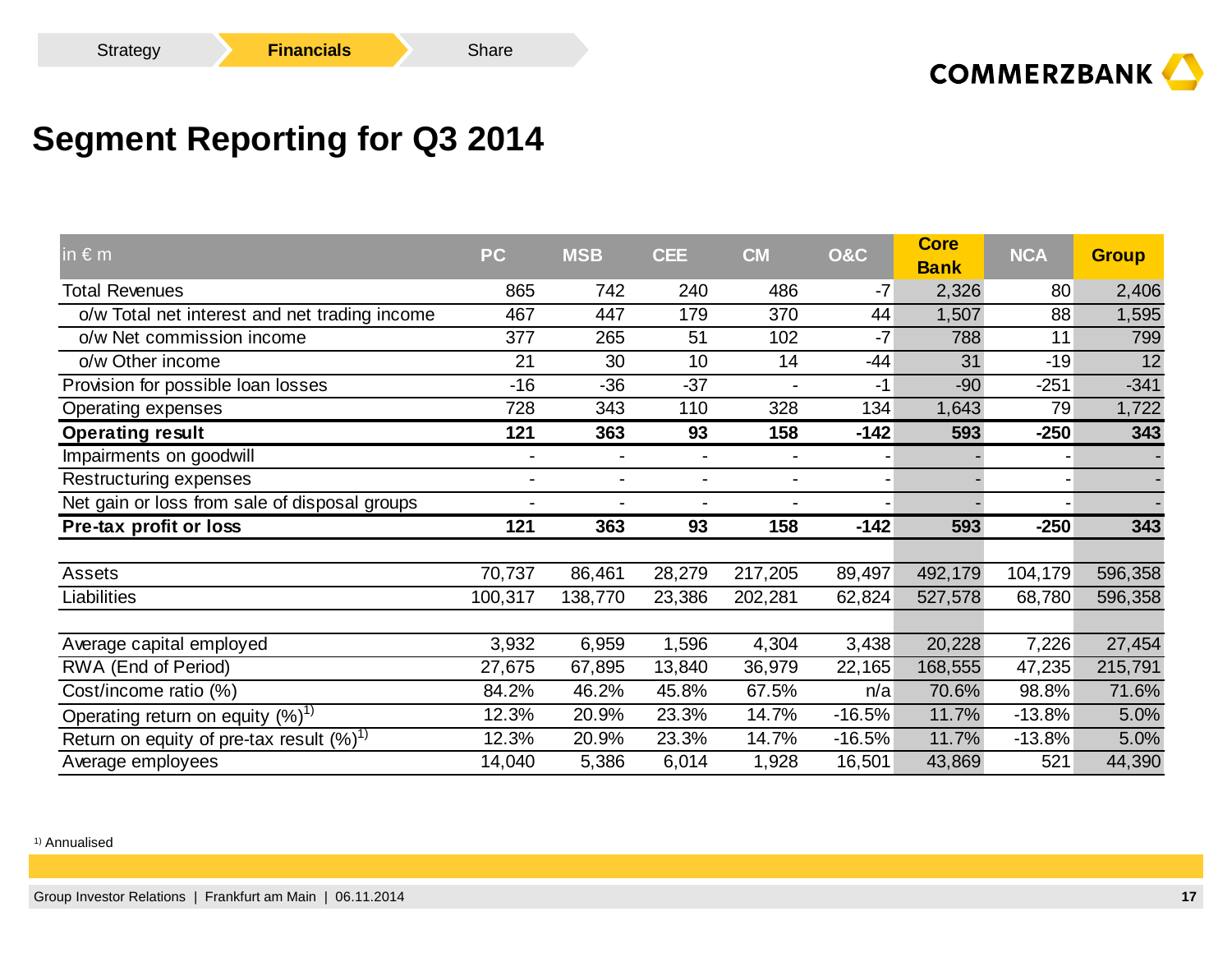# Segment Reporting for Q3 2014

| in € m | PC | MSB | CEE | CM | O&C | Core Bank | NCA | Group |
|---|---|---|---|---|---|---|---|---|
| Total Revenues | 865 | 742 | 240 | 486 | -7 | 2,326 | 80 | 2,406 |
| o/w Total net interest and net trading income | 467 | 447 | 179 | 370 | 44 | 1,507 | 88 | 1,595 |
| o/w Net commission income | 377 | 265 | 51 | 102 | -7 | 788 | 11 | 799 |
| o/w Other income | 21 | 30 | 10 | 14 | -44 | 31 | -19 | 12 |
| Provision for possible loan losses | -16 | -36 | -37 | - | -1 | -90 | -251 | -341 |
| Operating expenses | 728 | 343 | 110 | 328 | 134 | 1,643 | 79 | 1,722 |
| **Operating result** | **121** | **363** | **93** | **158** | **-142** | **593** | **-250** | **343** |
| Impairments on goodwill | - | - | - | - | - | - | - | - |
| Restructuring expenses | - | - | - | - | - | - | - | - |
| Net gain or loss from sale of disposal groups | - | - | - | - | - | - | - | - |
| **Pre-tax profit or loss** | **121** | **363** | **93** | **158** | **-142** | **593** | **-250** | **343** |
| | | | | | | | | |
| Assets | 70,737 | 86,461 | 28,279 | 217,205 | 89,497 | 492,179 | 104,179 | 596,358 |
| Liabilities | 100,317 | 138,770 | 23,386 | 202,281 | 62,824 | 527,578 | 68,780 | 596,358 |
| | | | | | | | | |
| Average capital employed | 3,932 | 6,959 | 1,596 | 4,304 | 3,438 | 20,228 | 7,226 | 27,454 |
| RWA (End of Period) | 27,675 | 67,895 | 13,840 | 36,979 | 22,165 | 168,555 | 47,235 | 215,791 |
| Cost/income ratio (%) | 84.2% | 46.2% | 45.8% | 67.5% | n/a | 70.6% | 98.8% | 71.6% |
| Operating return on equity (%)[1] | 12.3% | 20.9% | 23.3% | 14.7% | -16.5% | 11.7% | -13.8% | 5.0% |
| Return on equity of pre-tax result (%)[1] | 12.3% | 20.9% | 23.3% | 14.7% | -16.5% | 11.7% | -13.8% | 5.0% |
| Average employees | 14,040 | 5,386 | 6,014 | 1,928 | 16,501 | 43,869 | 521 | 44,390 |

[1] Annualised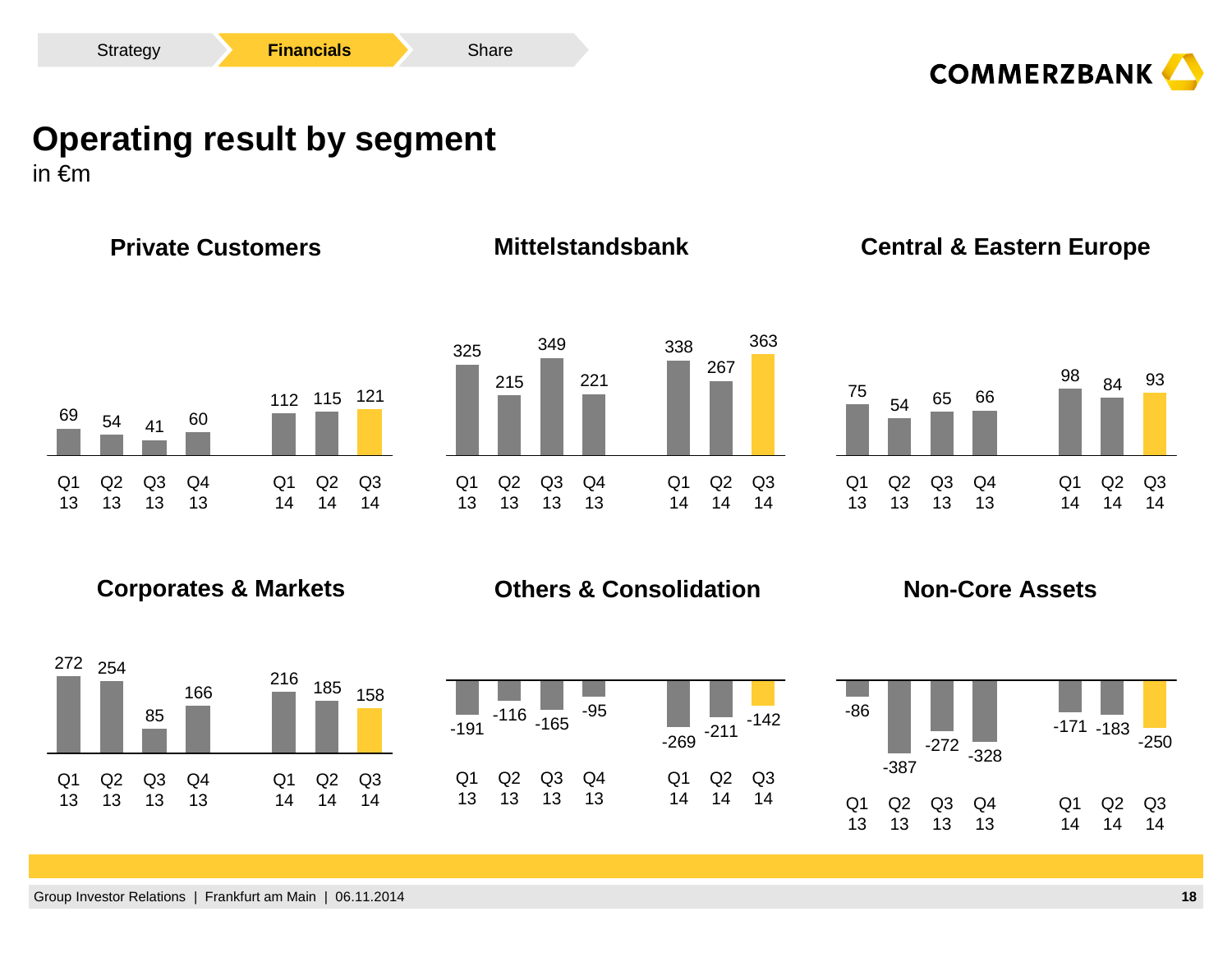# Operating result by segment

in €m

### Private Customers

| Q1 13 | Q2 13 | Q3 13 | Q4 13 | Q1 14 | Q2 14 | Q3 14 |
|---|---|---|---|---|---|---|
| 69 | 54 | 41 | 60 | 112 | 115 | 121 |

### Mittelstandsbank

| Q1 13 | Q2 13 | Q3 13 | Q4 13 | Q1 14 | Q2 14 | Q3 14 |
|---|---|---|---|---|---|---|
| 325 | 215 | 349 | 221 | 338 | 267 | 363 |

### Central & Eastern Europe

| Q1 13 | Q2 13 | Q3 13 | Q4 13 | Q1 14 | Q2 14 | Q3 14 |
|---|---|---|---|---|---|---|
| 75 | 54 | 65 | 66 | 98 | 84 | 93 |

### Corporates & Markets

| Q1 13 | Q2 13 | Q3 13 | Q4 13 | Q1 14 | Q2 14 | Q3 14 |
|---|---|---|---|---|---|---|
| 272 | 254 | 85 | 166 | 216 | 185 | 158 |

### Others & Consolidation

| Q1 13 | Q2 13 | Q3 13 | Q4 13 | Q1 14 | Q2 14 | Q3 14 |
|---|---|---|---|---|---|---|
| -191 | -116 | -165 | -95 | -269 | -211 | -142 |

### Non-Core Assets

| Q1 13 | Q2 13 | Q3 13 | Q4 13 | Q1 14 | Q2 14 | Q3 14 |
|---|---|---|---|---|---|---|
| -86 | -387 | -272 | -328 | -171 | -183 | -250 |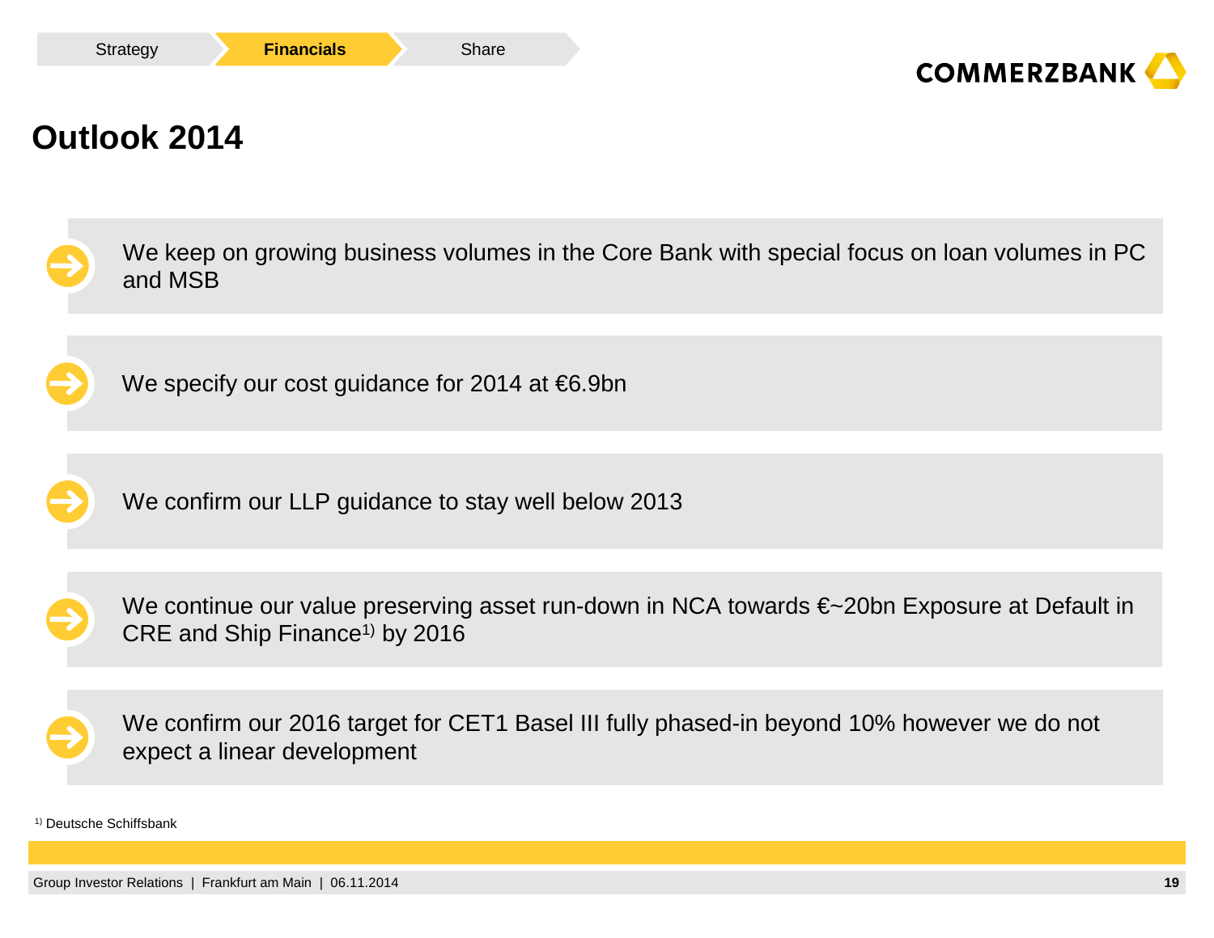# Outlook 2014

- We keep on growing business volumes in the Core Bank with special focus on loan volumes in PC and MSB
- We specify our cost guidance for 2014 at €6.9bn
- We confirm our LLP guidance to stay well below 2013
- We continue our value preserving asset run-down in NCA towards €~20bn Exposure at Default in CRE and Ship Finance[1] by 2016
- We confirm our 2016 target for CET1 Basel III fully phased-in beyond 10% however we do not expect a linear development

[1] Deutsche Schiffsbank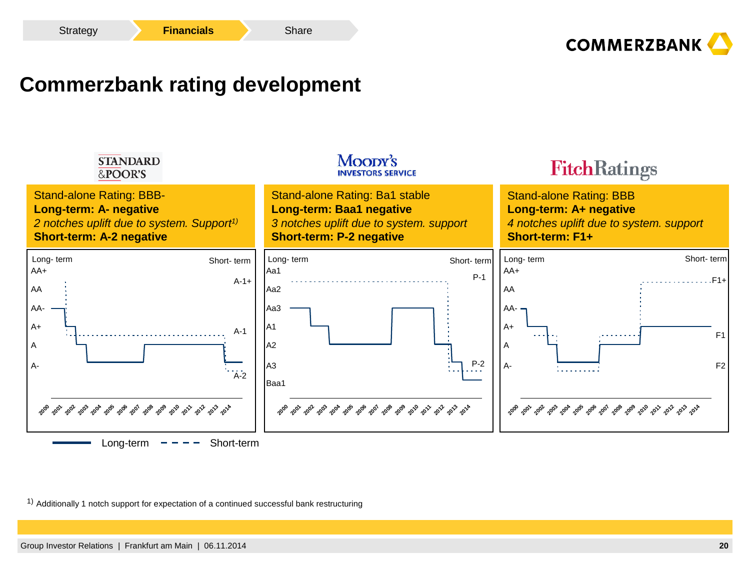# Commerzbank rating development

**STANDARD & POOR'S**

Stand-alone Rating: BBB-
**Long-term: A- negative**
*2 notches uplift due to system. Support*[1)]
**Short-term: A-2 negative**

**MOODY'S INVESTORS SERVICE**

Stand-alone Rating: Ba1 stable
**Long-term: Baa1 negative**
*3 notches uplift due to system. support*
**Short-term: P-2 negative**

**FitchRatings**

Stand-alone Rating: BBB
**Long-term: A+ negative**
*4 notches uplift due to system. support*
**Short-term: F1+**

Long-term — Short-term

1) Additionally 1 notch support for expectation of a continued successful bank restructuring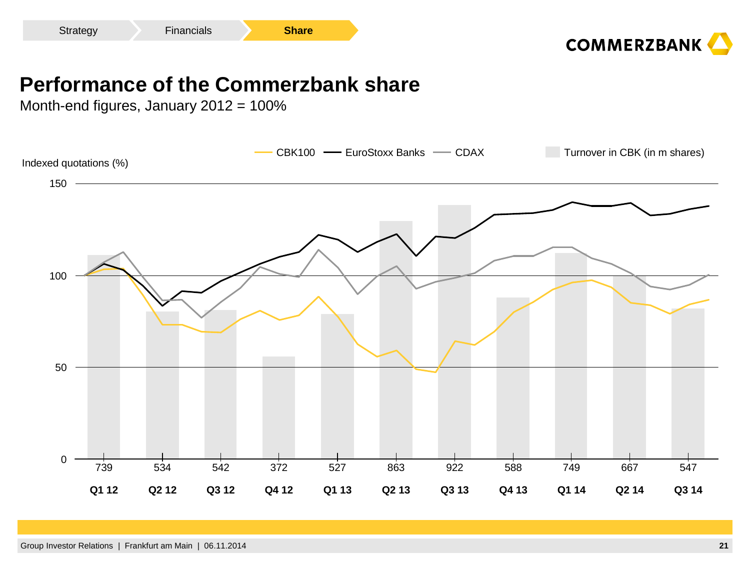# Performance of the Commerzbank share

Month-end figures, January 2012 = 100%

Indexed quotations (%)

CBK100 — EuroStoxx Banks — CDAX — Turnover in CBK (in m shares)

| Quarter | Q1 12 | Q2 12 | Q3 12 | Q4 12 | Q1 13 | Q2 13 | Q3 13 | Q4 13 | Q1 14 | Q2 14 | Q3 14 |
|---|---|---|---|---|---|---|---|---|---|---|---|
| Turnover in CBK (in m shares) | 739 | 534 | 542 | 372 | 527 | 863 | 922 | 588 | 749 | 667 | 547 |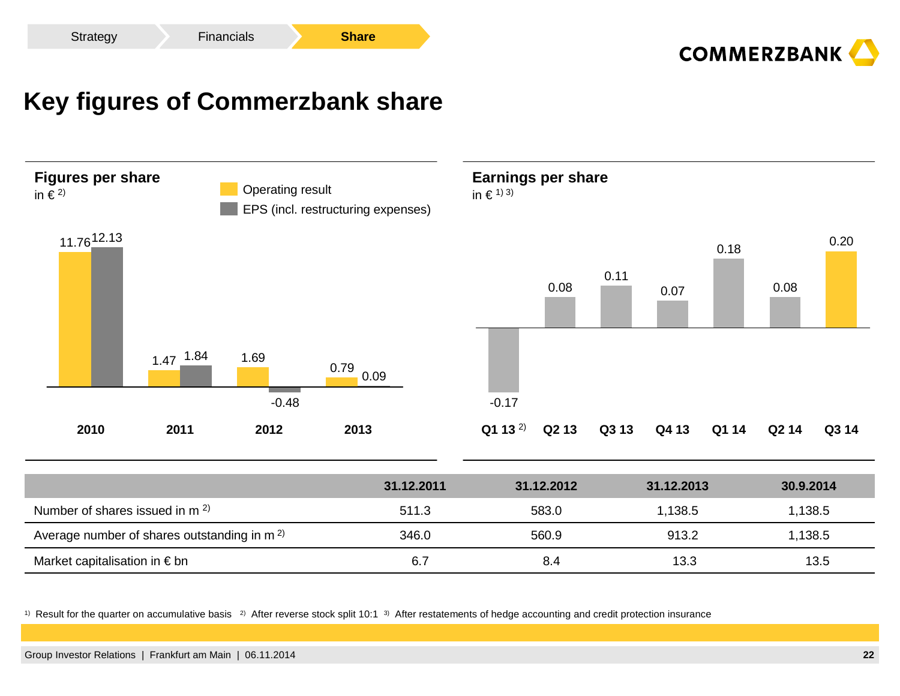# Key figures of Commerzbank share

## Figures per share

in € [2]

| | Operating result | EPS (incl. restructuring expenses) |
|---|---|---|
| 2010 | 11.76 | 12.13 |
| 2011 | 1.47 | 1.84 |
| 2012 | 1.69 | -0.48 |
| 2013 | 0.79 | 0.09 |

## Earnings per share

in € [1] [3]

| Q1 13 [2] | Q2 13 | Q3 13 | Q4 13 | Q1 14 | Q2 14 | Q3 14 |
|---|---|---|---|---|---|---|
| -0.17 | 0.08 | 0.11 | 0.07 | 0.18 | 0.08 | 0.20 |

| | 31.12.2011 | 31.12.2012 | 31.12.2013 | 30.9.2014 |
|---|---|---|---|---|
| Number of shares issued in m [2] | 511.3 | 583.0 | 1,138.5 | 1,138.5 |
| Average number of shares outstanding in m [2] | 346.0 | 560.9 | 913.2 | 1,138.5 |
| Market capitalisation in € bn | 6.7 | 8.4 | 13.3 | 13.5 |

[1] Result for the quarter on accumulative basis [2] After reverse stock split 10:1 [3] After restatements of hedge accounting and credit protection insurance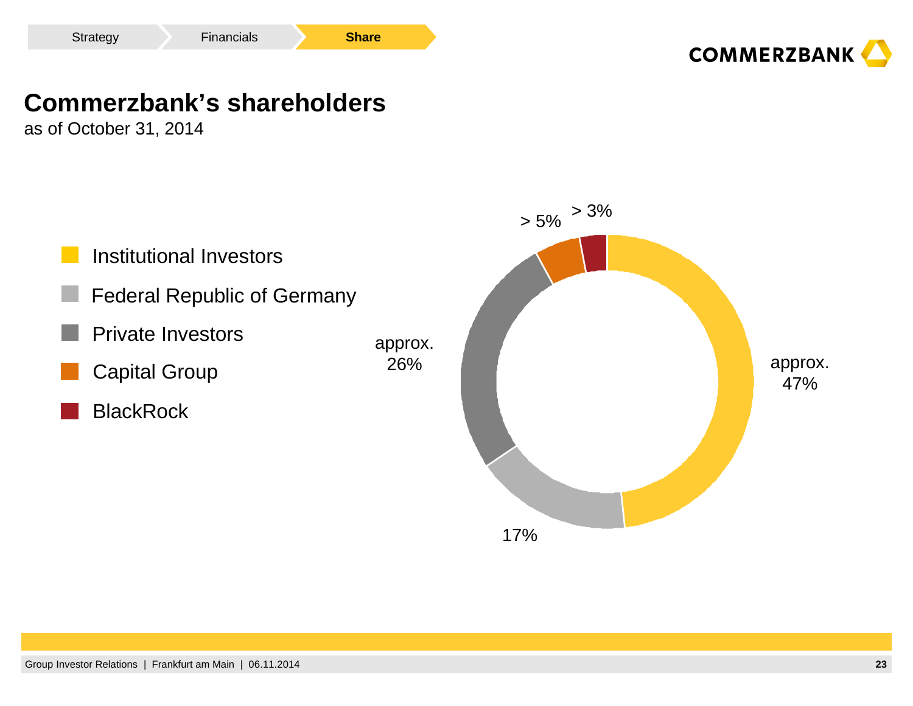# Commerzbank's shareholders

as of October 31, 2014

| Shareholder | Share |
| --- | --- |
| Institutional Investors | approx. 47% |
| Federal Republic of Germany | 17% |
| Private Investors | approx. 26% |
| Capital Group | > 5% |
| BlackRock | > 3% |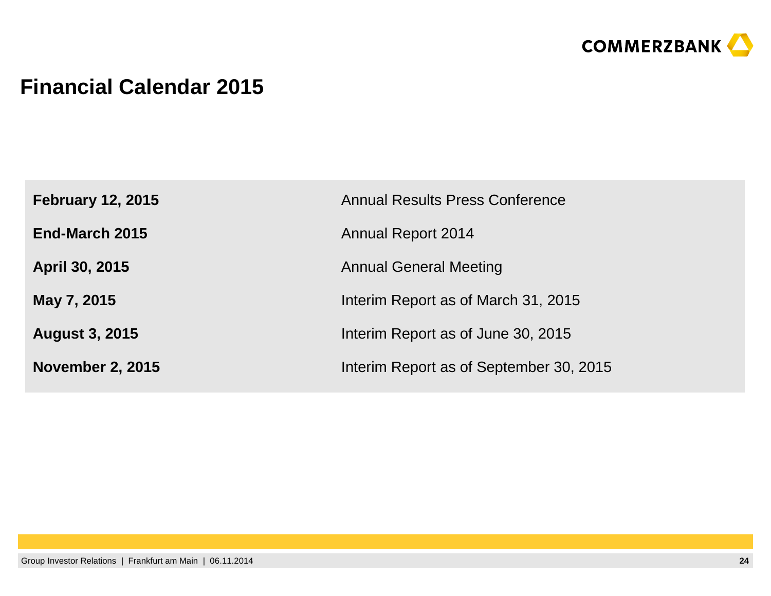# Financial Calendar 2015

| | |
|---|---|
| **February 12, 2015** | Annual Results Press Conference |
| **End-March 2015** | Annual Report 2014 |
| **April 30, 2015** | Annual General Meeting |
| **May 7, 2015** | Interim Report as of March 31, 2015 |
| **August 3, 2015** | Interim Report as of June 30, 2015 |
| **November 2, 2015** | Interim Report as of September 30, 2015 |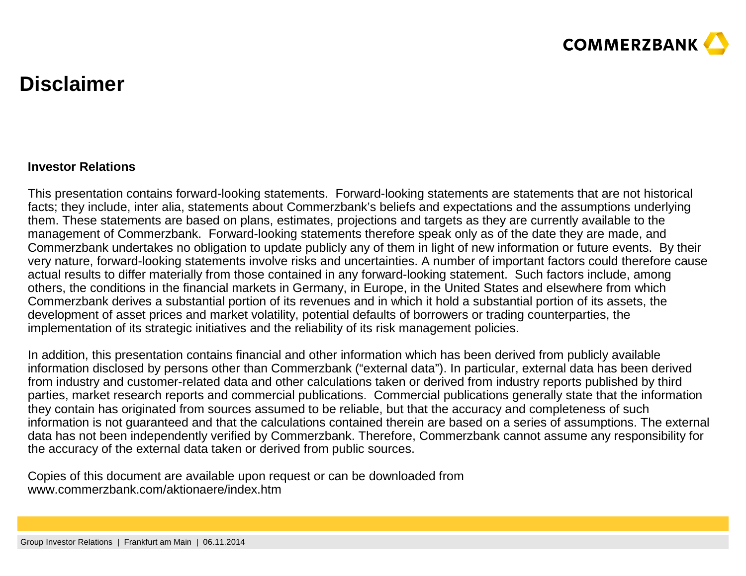# Disclaimer

**Investor Relations**

This presentation contains forward-looking statements. Forward-looking statements are statements that are not historical facts; they include, inter alia, statements about Commerzbank's beliefs and expectations and the assumptions underlying them. These statements are based on plans, estimates, projections and targets as they are currently available to the management of Commerzbank. Forward-looking statements therefore speak only as of the date they are made, and Commerzbank undertakes no obligation to update publicly any of them in light of new information or future events. By their very nature, forward-looking statements involve risks and uncertainties. A number of important factors could therefore cause actual results to differ materially from those contained in any forward-looking statement. Such factors include, among others, the conditions in the financial markets in Germany, in Europe, in the United States and elsewhere from which Commerzbank derives a substantial portion of its revenues and in which it hold a substantial portion of its assets, the development of asset prices and market volatility, potential defaults of borrowers or trading counterparties, the implementation of its strategic initiatives and the reliability of its risk management policies.

In addition, this presentation contains financial and other information which has been derived from publicly available information disclosed by persons other than Commerzbank ("external data"). In particular, external data has been derived from industry and customer-related data and other calculations taken or derived from industry reports published by third parties, market research reports and commercial publications. Commercial publications generally state that the information they contain has originated from sources assumed to be reliable, but that the accuracy and completeness of such information is not guaranteed and that the calculations contained therein are based on a series of assumptions. The external data has not been independently verified by Commerzbank. Therefore, Commerzbank cannot assume any responsibility for the accuracy of the external data taken or derived from public sources.

Copies of this document are available upon request or can be downloaded from www.commerzbank.com/aktionaere/index.htm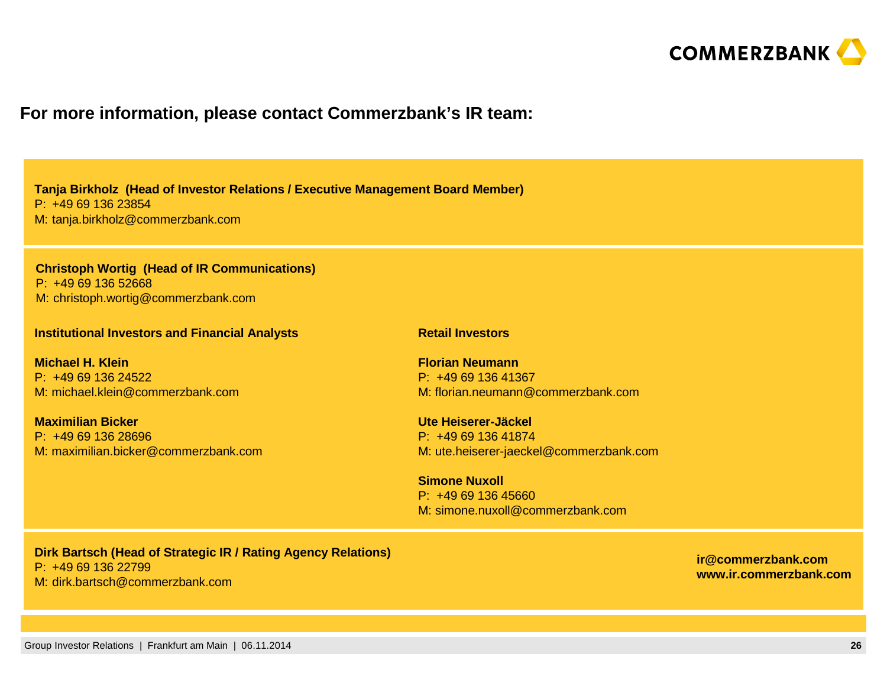# For more information, please contact Commerzbank's IR team:

**Tanja Birkholz (Head of Investor Relations / Executive Management Board Member)**
P: +49 69 136 23854
M: tanja.birkholz@commerzbank.com

**Christoph Wortig (Head of IR Communications)**
P: +49 69 136 52668
M: christoph.wortig@commerzbank.com

**Institutional Investors and Financial Analysts**

**Michael H. Klein**
P: +49 69 136 24522
M: michael.klein@commerzbank.com

**Maximilian Bicker**
P: +49 69 136 28696
M: maximilian.bicker@commerzbank.com

**Retail Investors**

**Florian Neumann**
P: +49 69 136 41367
M: florian.neumann@commerzbank.com

**Ute Heiserer-Jäckel**
P: +49 69 136 41874
M: ute.heiserer-jaeckel@commerzbank.com

**Simone Nuxoll**
P: +49 69 136 45660
M: simone.nuxoll@commerzbank.com

**Dirk Bartsch (Head of Strategic IR / Rating Agency Relations)**
P: +49 69 136 22799
M: dirk.bartsch@commerzbank.com

**ir@commerzbank.com**
**www.ir.commerzbank.com**